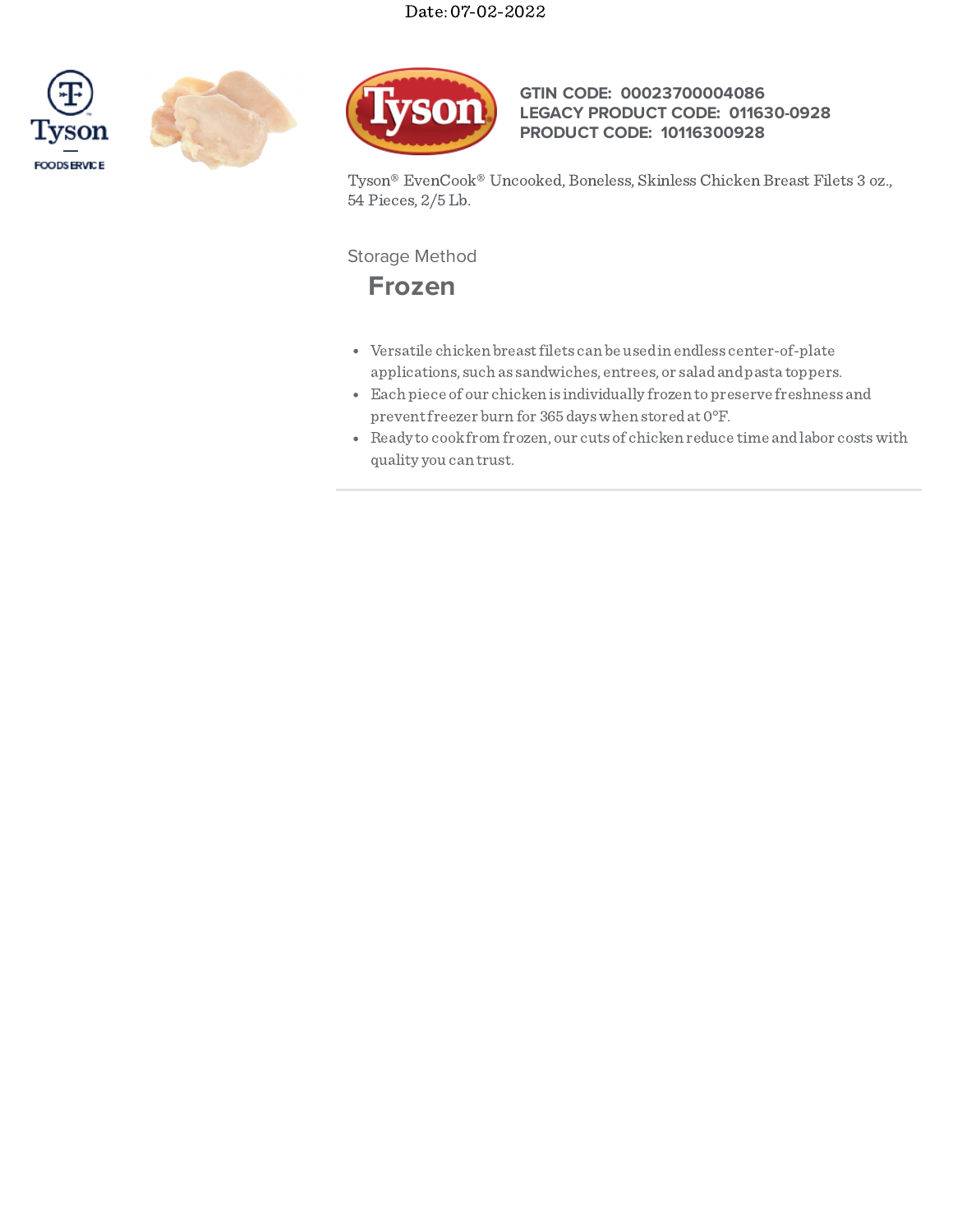Date: 07-02-2022

**GTIN CODE:** 00023700004086
**LEGACY PRODUCT CODE:** 011630-0928
**PRODUCT CODE:** 10116300928

Tyson® EvenCook® Uncooked, Boneless, Skinless Chicken Breast Filets 3 oz., 54 Pieces, 2/5 Lb.

Storage Method

## Frozen

- Versatile chicken breast filets can be used in endless center-of-plate applications, such as sandwiches, entrees, or salad and pasta toppers.
- Each piece of our chicken is individually frozen to preserve freshness and prevent freezer burn for 365 days when stored at 0°F.
- Ready to cook from frozen, our cuts of chicken reduce time and labor costs with quality you can trust.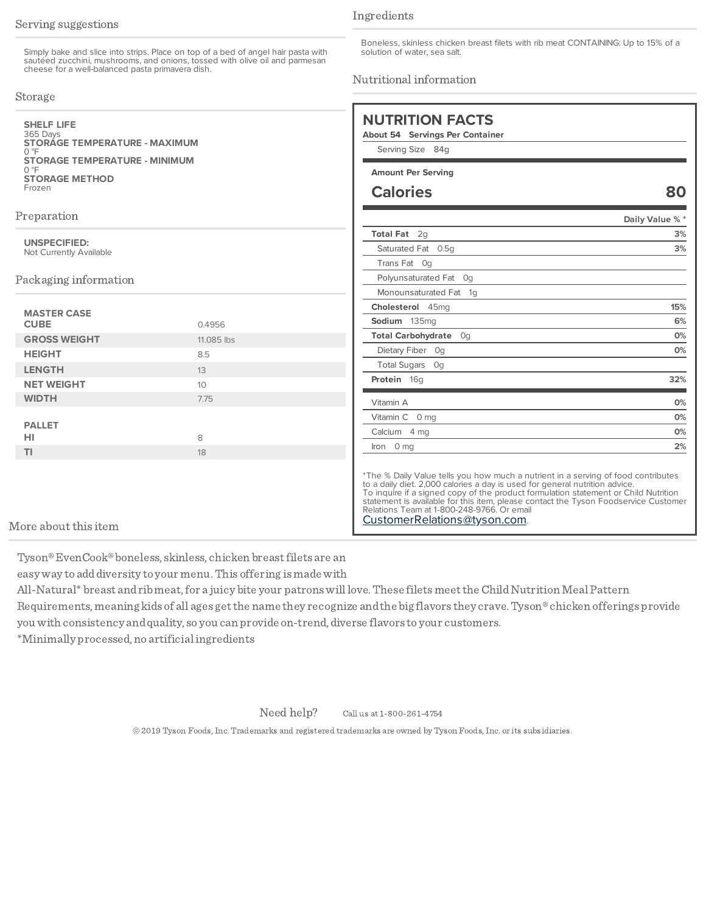## Serving suggestions

Simply bake and slice into strips. Place on top of a bed of angel hair pasta with sautéed zucchini, mushrooms, and onions, tossed with olive oil and parmesan cheese for a well-balanced pasta primavera dish.

## Storage

**SHELF LIFE**
365 Days
**STORAGE TEMPERATURE - MAXIMUM**
0 °F
**STORAGE TEMPERATURE - MINIMUM**
0 °F
**STORAGE METHOD**
Frozen

## Preparation

**UNSPECIFIED:**
Not Currently Available

## Packaging information

| MASTER CASE | |
|---|---|
| **CUBE** | 0.4956 |
| **GROSS WEIGHT** | 11.085 lbs |
| **HEIGHT** | 8.5 |
| **LENGTH** | 13 |
| **NET WEIGHT** | 10 |
| **WIDTH** | 7.75 |

| PALLET | |
|---|---|
| **HI** | 8 |
| **TI** | 18 |

## Ingredients

Boneless, skinless chicken breast filets with rib meat CONTAINING: Up to 15% of a solution of water, sea salt.

## Nutritional information

### NUTRITION FACTS

**About 54 Servings Per Container**

Serving Size 84g

**Amount Per Serving**

**Calories** **80**

| | Daily Value % * |
|---|---|
| **Total Fat** 2g | 3% |
| Saturated Fat 0.5g | 3% |
| Trans Fat 0g | |
| Polyunsaturated Fat 0g | |
| Monounsaturated Fat 1g | |
| **Cholesterol** 45mg | 15% |
| **Sodium** 135mg | 6% |
| **Total Carbohydrate** 0g | 0% |
| Dietary Fiber 0g | 0% |
| Total Sugars 0g | |
| **Protein** 16g | 32% |
| Vitamin A | 0% |
| Vitamin C 0 mg | 0% |
| Calcium 4 mg | 0% |
| Iron 0 mg | 2% |

*The % Daily Value tells you how much a nutrient in a serving of food contributes to a daily diet. 2,000 calories a day is used for general nutrition advice.
To inquire if a signed copy of the product formulation statement or Child Nutrition statement is available for this item, please contact the Tyson Foodservice Customer Relations Team at 1-800-248-9766. Or email CustomerRelations@tyson.com.

## More about this item

Tyson® EvenCook® boneless, skinless, chicken breast filets are an easy way to add diversity to your menu. This offering is made with All-Natural* breast and rib meat, for a juicy bite your patrons will love. These filets meet the Child Nutrition Meal Pattern Requirements, meaning kids of all ages get the name they recognize and the big flavors they crave. Tyson® chicken offerings provide you with consistency and quality, so you can provide on-trend, diverse flavors to your customers.
*Minimally processed, no artificial ingredients

Need help? Call us at 1-800-261-4754

© 2019 Tyson Foods, Inc. Trademarks and registered trademarks are owned by Tyson Foods, Inc. or its subsidiaries.